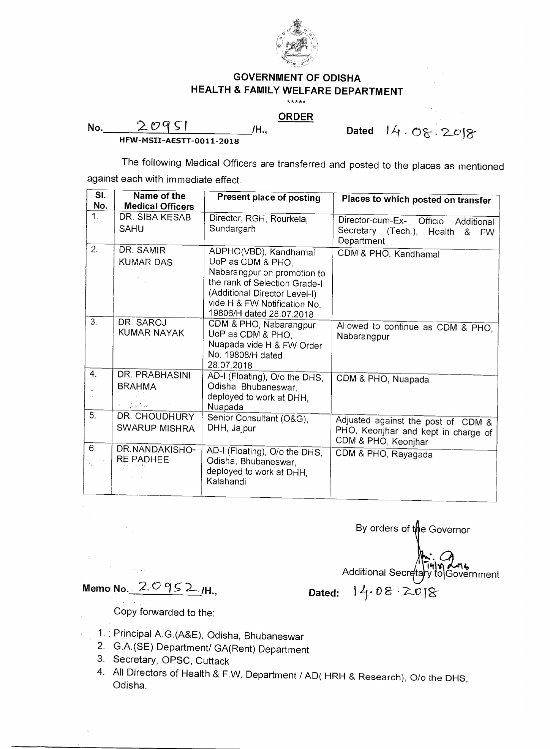# GOVERNMENT OF ODISHA
## HEALTH & FAMILY WELFARE DEPARTMENT

\*\*\*\*\*

### ORDER

No. 20951 /H., Dated 14.08.2018

HFW-MSII-AESTT-0011-2018

The following Medical Officers are transferred and posted to the places as mentioned against each with immediate effect.

| Sl. No. | Name of the Medical Officers | Present place of posting | Places to which posted on transfer |
|---|---|---|---|
| 1. | DR. SIBA KESAB SAHU | Director, RGH, Rourkela, Sundargarh | Director-cum-Ex- Officio Additional Secretary (Tech.), Health & FW Department |
| 2. | DR. SAMIR KUMAR DAS | ADPHO(VBD), Kandhamal UoP as CDM & PHO, Nabarangpur on promotion to the rank of Selection Grade-I (Additional Director Level-I) vide H & FW Notification No. 19806/H dated 28.07.2018 | CDM & PHO, Kandhamal |
| 3. | DR. SAROJ KUMAR NAYAK | CDM & PHO, Nabarangpur UoP as CDM & PHO, Nuapada vide H & FW Order No. 19808/H dated 28.07.2018 | Allowed to continue as CDM & PHO, Nabarangpur |
| 4. | DR. PRABHASINI BRAHMA | AD-I (Floating), O/o the DHS, Odisha, Bhubaneswar, deployed to work at DHH, Nuapada | CDM & PHO, Nuapada |
| 5. | DR. CHOUDHURY SWARUP MISHRA | Senior Consultant (O&G), DHH, Jajpur | Adjusted against the post of CDM & PHO, Keonjhar and kept in charge of CDM & PHO, Keonjhar |
| 6. | DR.NANDAKISHO-RE PADHEE | AD-I (Floating), O/o the DHS, Odisha, Bhubaneswar, deployed to work at DHH, Kalahandi | CDM & PHO, Rayagada |

By orders of the Governor

Additional Secretary to Government

Memo No. 20952 /H., Dated: 14.08.2018

Copy forwarded to the:

1. Principal A.G.(A&E), Odisha, Bhubaneswar
2. G.A.(SE) Department/ GA(Rent) Department
3. Secretary, OPSC, Cuttack
4. All Directors of Health & F.W. Department / AD( HRH & Research), O/o the DHS, Odisha.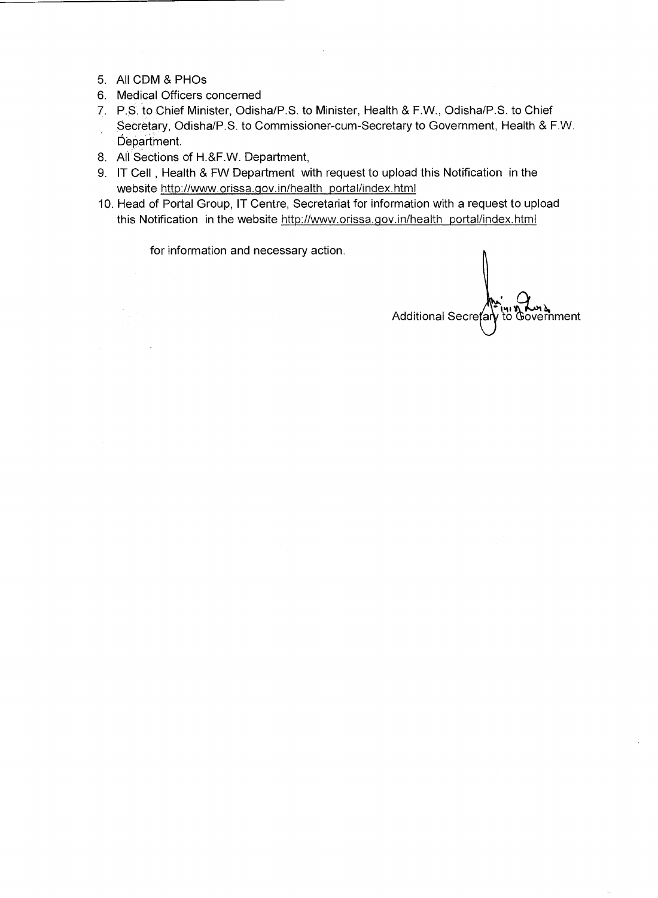5. All CDM & PHOs
6. Medical Officers concerned
7. P.S. to Chief Minister, Odisha/P.S. to Minister, Health & F.W., Odisha/P.S. to Chief Secretary, Odisha/P.S. to Commissioner-cum-Secretary to Government, Health & F.W. Department.
8. All Sections of H.&F.W. Department,
9. IT Cell , Health & FW Department with request to upload this Notification in the website http://www.orissa.gov.in/health_portal/index.html
10. Head of Portal Group, IT Centre, Secretariat for information with a request to upload this Notification in the website http://www.orissa.gov.in/health_portal/index.html

for information and necessary action.

Additional Secretary to Government